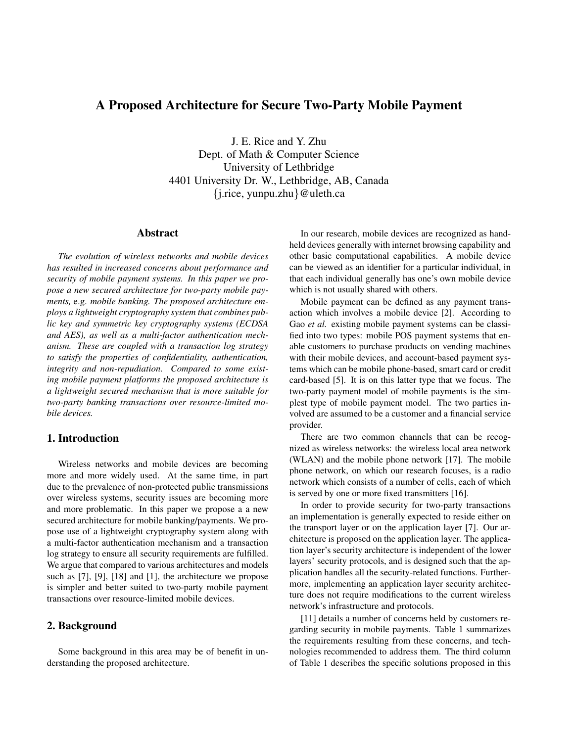# A Proposed Architecture for Secure Two-Party Mobile Payment

J. E. Rice and Y. Zhu
Dept. of Math & Computer Science
University of Lethbridge
4401 University Dr. W., Lethbridge, AB, Canada
{j.rice, yunpu.zhu}@uleth.ca

## Abstract

*The evolution of wireless networks and mobile devices has resulted in increased concerns about performance and security of mobile payment systems. In this paper we propose a new secured architecture for two-party mobile payments,* e.g. *mobile banking. The proposed architecture employs a lightweight cryptography system that combines public key and symmetric key cryptography systems (ECDSA and AES), as well as a multi-factor authentication mechanism. These are coupled with a transaction log strategy to satisfy the properties of confidentiality, authentication, integrity and non-repudiation. Compared to some existing mobile payment platforms the proposed architecture is a lightweight secured mechanism that is more suitable for two-party banking transactions over resource-limited mobile devices.*

## 1. Introduction

Wireless networks and mobile devices are becoming more and more widely used. At the same time, in part due to the prevalence of non-protected public transmissions over wireless systems, security issues are becoming more and more problematic. In this paper we propose a a new secured architecture for mobile banking/payments. We propose use of a lightweight cryptography system along with a multi-factor authentication mechanism and a transaction log strategy to ensure all security requirements are fulfilled. We argue that compared to various architectures and models such as [7], [9], [18] and [1], the architecture we propose is simpler and better suited to two-party mobile payment transactions over resource-limited mobile devices.

## 2. Background

Some background in this area may be of benefit in understanding the proposed architecture.

In our research, mobile devices are recognized as handheld devices generally with internet browsing capability and other basic computational capabilities. A mobile device can be viewed as an identifier for a particular individual, in that each individual generally has one's own mobile device which is not usually shared with others.

Mobile payment can be defined as any payment transaction which involves a mobile device [2]. According to Gao *et al.* existing mobile payment systems can be classified into two types: mobile POS payment systems that enable customers to purchase products on vending machines with their mobile devices, and account-based payment systems which can be mobile phone-based, smart card or credit card-based [5]. It is on this latter type that we focus. The two-party payment model of mobile payments is the simplest type of mobile payment model. The two parties involved are assumed to be a customer and a financial service provider.

There are two common channels that can be recognized as wireless networks: the wireless local area network (WLAN) and the mobile phone network [17]. The mobile phone network, on which our research focuses, is a radio network which consists of a number of cells, each of which is served by one or more fixed transmitters [16].

In order to provide security for two-party transactions an implementation is generally expected to reside either on the transport layer or on the application layer [7]. Our architecture is proposed on the application layer. The application layer's security architecture is independent of the lower layers' security protocols, and is designed such that the application handles all the security-related functions. Furthermore, implementing an application layer security architecture does not require modifications to the current wireless network's infrastructure and protocols.

[11] details a number of concerns held by customers regarding security in mobile payments. Table 1 summarizes the requirements resulting from these concerns, and technologies recommended to address them. The third column of Table 1 describes the specific solutions proposed in this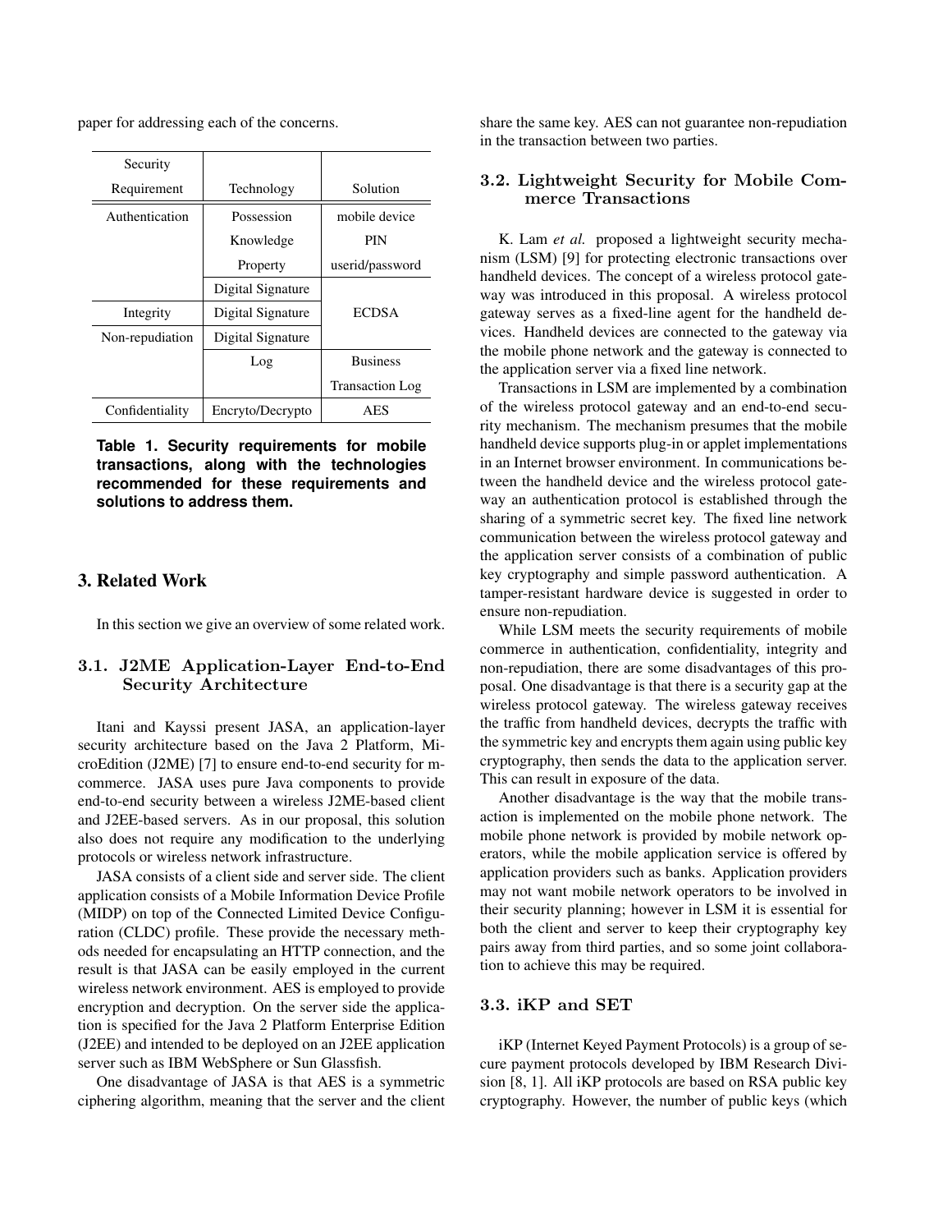paper for addressing each of the concerns.

| Security Requirement | Technology | Solution |
|---|---|---|
| Authentication | Possession | mobile device |
| | Knowledge | PIN |
| | Property | userid/password |
| | Digital Signature | |
| Integrity | Digital Signature | ECDSA |
| Non-repudiation | Digital Signature | |
| | Log | Business Transaction Log |
| Confidentiality | Encryto/Decrypto | AES |

**Table 1. Security requirements for mobile transactions, along with the technologies recommended for these requirements and solutions to address them.**

## 3. Related Work

In this section we give an overview of some related work.

### 3.1. J2ME Application-Layer End-to-End Security Architecture

Itani and Kayssi present JASA, an application-layer security architecture based on the Java 2 Platform, MicroEdition (J2ME) [7] to ensure end-to-end security for m-commerce. JASA uses pure Java components to provide end-to-end security between a wireless J2ME-based client and J2EE-based servers. As in our proposal, this solution also does not require any modification to the underlying protocols or wireless network infrastructure.

JASA consists of a client side and server side. The client application consists of a Mobile Information Device Profile (MIDP) on top of the Connected Limited Device Configuration (CLDC) profile. These provide the necessary methods needed for encapsulating an HTTP connection, and the result is that JASA can be easily employed in the current wireless network environment. AES is employed to provide encryption and decryption. On the server side the application is specified for the Java 2 Platform Enterprise Edition (J2EE) and intended to be deployed on an J2EE application server such as IBM WebSphere or Sun Glassfish.

One disadvantage of JASA is that AES is a symmetric ciphering algorithm, meaning that the server and the client share the same key. AES can not guarantee non-repudiation in the transaction between two parties.

### 3.2. Lightweight Security for Mobile Commerce Transactions

K. Lam *et al.* proposed a lightweight security mechanism (LSM) [9] for protecting electronic transactions over handheld devices. The concept of a wireless protocol gateway was introduced in this proposal. A wireless protocol gateway serves as a fixed-line agent for the handheld devices. Handheld devices are connected to the gateway via the mobile phone network and the gateway is connected to the application server via a fixed line network.

Transactions in LSM are implemented by a combination of the wireless protocol gateway and an end-to-end security mechanism. The mechanism presumes that the mobile handheld device supports plug-in or applet implementations in an Internet browser environment. In communications between the handheld device and the wireless protocol gateway an authentication protocol is established through the sharing of a symmetric secret key. The fixed line network communication between the wireless protocol gateway and the application server consists of a combination of public key cryptography and simple password authentication. A tamper-resistant hardware device is suggested in order to ensure non-repudiation.

While LSM meets the security requirements of mobile commerce in authentication, confidentiality, integrity and non-repudiation, there are some disadvantages of this proposal. One disadvantage is that there is a security gap at the wireless protocol gateway. The wireless gateway receives the traffic from handheld devices, decrypts the traffic with the symmetric key and encrypts them again using public key cryptography, then sends the data to the application server. This can result in exposure of the data.

Another disadvantage is the way that the mobile transaction is implemented on the mobile phone network. The mobile phone network is provided by mobile network operators, while the mobile application service is offered by application providers such as banks. Application providers may not want mobile network operators to be involved in their security planning; however in LSM it is essential for both the client and server to keep their cryptography key pairs away from third parties, and so some joint collaboration to achieve this may be required.

### 3.3. iKP and SET

iKP (Internet Keyed Payment Protocols) is a group of secure payment protocols developed by IBM Research Division [8, 1]. All iKP protocols are based on RSA public key cryptography. However, the number of public keys (which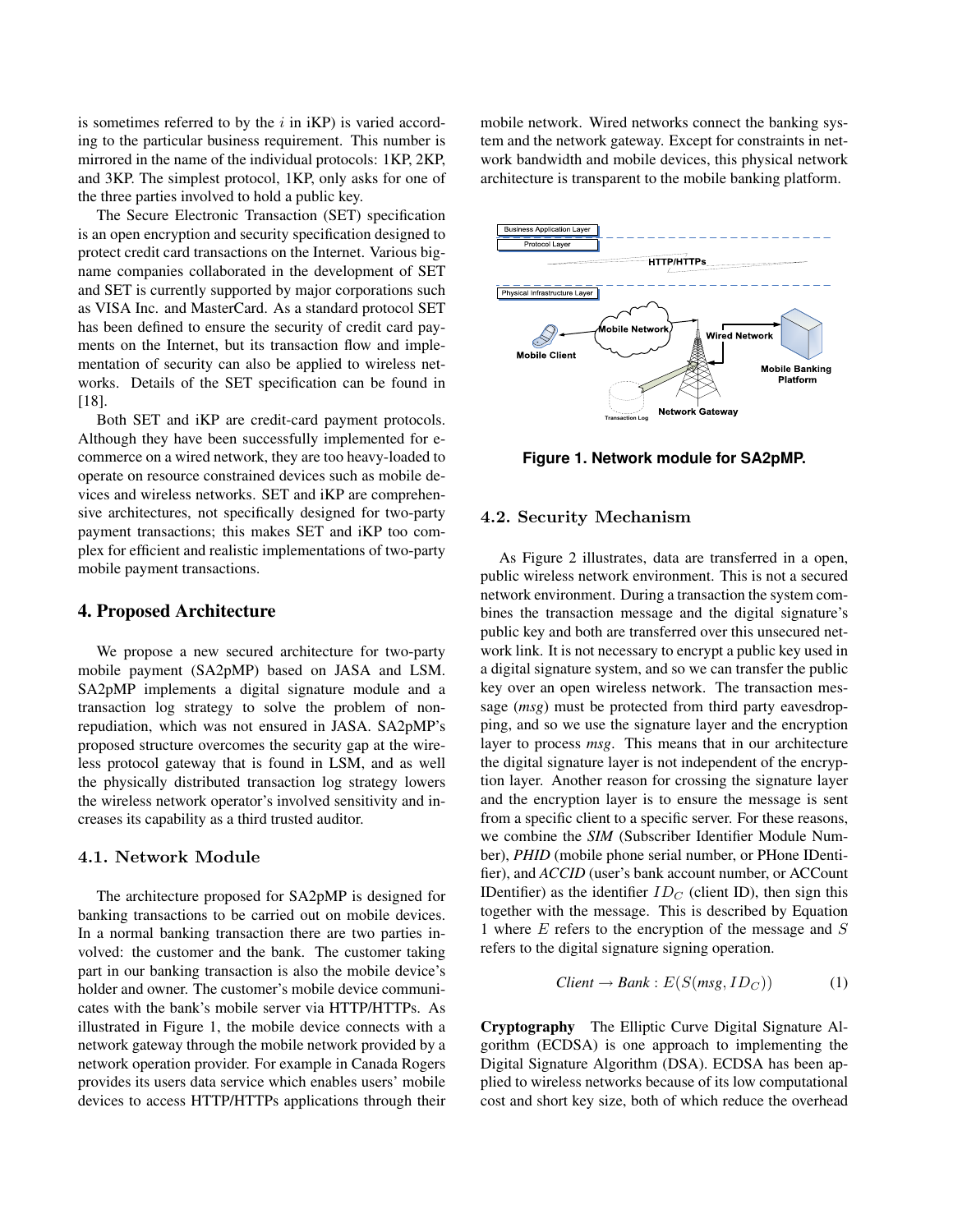is sometimes referred to by the $i$ in iKP) is varied according to the particular business requirement. This number is mirrored in the name of the individual protocols: 1KP, 2KP, and 3KP. The simplest protocol, 1KP, only asks for one of the three parties involved to hold a public key.

The Secure Electronic Transaction (SET) specification is an open encryption and security specification designed to protect credit card transactions on the Internet. Various big-name companies collaborated in the development of SET and SET is currently supported by major corporations such as VISA Inc. and MasterCard. As a standard protocol SET has been defined to ensure the security of credit card payments on the Internet, but its transaction flow and implementation of security can also be applied to wireless networks. Details of the SET specification can be found in [18].

Both SET and iKP are credit-card payment protocols. Although they have been successfully implemented for e-commerce on a wired network, they are too heavy-loaded to operate on resource constrained devices such as mobile devices and wireless networks. SET and iKP are comprehensive architectures, not specifically designed for two-party payment transactions; this makes SET and iKP too complex for efficient and realistic implementations of two-party mobile payment transactions.

## 4. Proposed Architecture

We propose a new secured architecture for two-party mobile payment (SA2pMP) based on JASA and LSM. SA2pMP implements a digital signature module and a transaction log strategy to solve the problem of non-repudiation, which was not ensured in JASA. SA2pMP's proposed structure overcomes the security gap at the wireless protocol gateway that is found in LSM, and as well the physically distributed transaction log strategy lowers the wireless network operator's involved sensitivity and increases its capability as a third trusted auditor.

### 4.1. Network Module

The architecture proposed for SA2pMP is designed for banking transactions to be carried out on mobile devices. In a normal banking transaction there are two parties involved: the customer and the bank. The customer taking part in our banking transaction is also the mobile device's holder and owner. The customer's mobile device communicates with the bank's mobile server via HTTP/HTTPs. As illustrated in Figure 1, the mobile device connects with a network gateway through the mobile network provided by a network operation provider. For example in Canada Rogers provides its users data service which enables users' mobile devices to access HTTP/HTTPs applications through their mobile network. Wired networks connect the banking system and the network gateway. Except for constraints in network bandwidth and mobile devices, this physical network architecture is transparent to the mobile banking platform.

**Figure 1. Network module for SA2pMP.**

### 4.2. Security Mechanism

As Figure 2 illustrates, data are transferred in a open, public wireless network environment. This is not a secured network environment. During a transaction the system combines the transaction message and the digital signature's public key and both are transferred over this unsecured network link. It is not necessary to encrypt a public key used in a digital signature system, and so we can transfer the public key over an open wireless network. The transaction message (*msg*) must be protected from third party eavesdropping, and so we use the signature layer and the encryption layer to process *msg*. This means that in our architecture the digital signature layer is not independent of the encryption layer. Another reason for crossing the signature layer and the encryption layer is to ensure the message is sent from a specific client to a specific server. For these reasons, we combine the ***SIM*** (Subscriber Identifier Module Number), ***PHID*** (mobile phone serial number, or PHone IDentifier), and ***ACCID*** (user's bank account number, or ACCount IDentifier) as the identifier $ID_C$ (client ID), then sign this together with the message. This is described by Equation 1 where $E$ refers to the encryption of the message and $S$ refers to the digital signature signing operation.

$$\textit{Client} \rightarrow \textit{Bank} : E(S(\textit{msg}, ID_C)) \tag{1}$$

**Cryptography** The Elliptic Curve Digital Signature Algorithm (ECDSA) is one approach to implementing the Digital Signature Algorithm (DSA). ECDSA has been applied to wireless networks because of its low computational cost and short key size, both of which reduce the overhead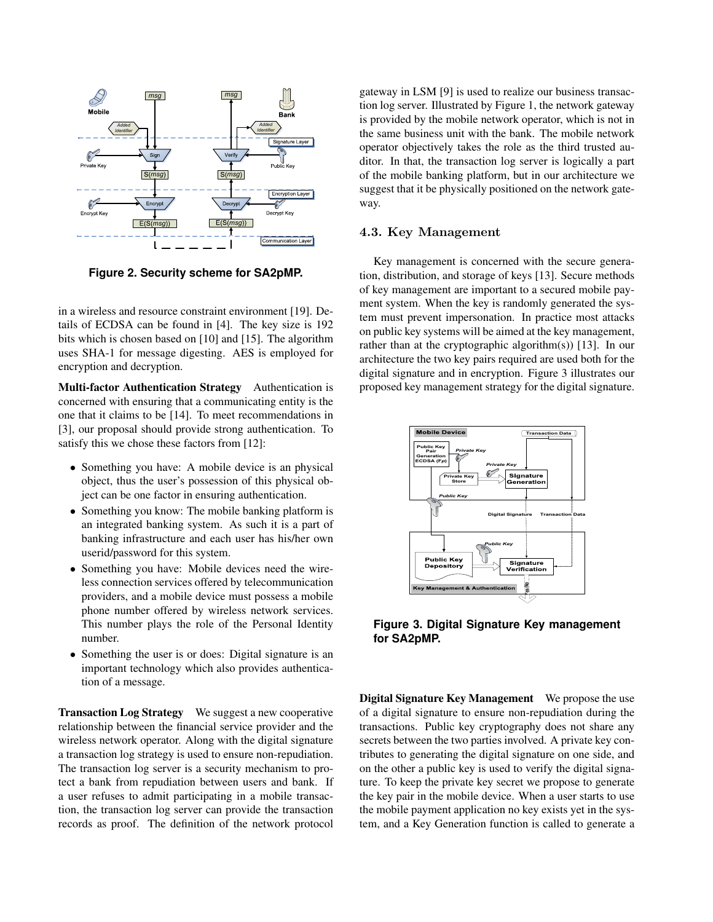**Figure 2. Security scheme for SA2pMP.**

in a wireless and resource constraint environment [19]. Details of ECDSA can be found in [4]. The key size is 192 bits which is chosen based on [10] and [15]. The algorithm uses SHA-1 for message digesting. AES is employed for encryption and decryption.

**Multi-factor Authentication Strategy** Authentication is concerned with ensuring that a communicating entity is the one that it claims to be [14]. To meet recommendations in [3], our proposal should provide strong authentication. To satisfy this we chose these factors from [12]:

- Something you have: A mobile device is an physical object, thus the user's possession of this physical object can be one factor in ensuring authentication.
- Something you know: The mobile banking platform is an integrated banking system. As such it is a part of banking infrastructure and each user has his/her own userid/password for this system.
- Something you have: Mobile devices need the wireless connection services offered by telecommunication providers, and a mobile device must possess a mobile phone number offered by wireless network services. This number plays the role of the Personal Identity number.
- Something the user is or does: Digital signature is an important technology which also provides authentication of a message.

**Transaction Log Strategy** We suggest a new cooperative relationship between the financial service provider and the wireless network operator. Along with the digital signature a transaction log strategy is used to ensure non-repudiation. The transaction log server is a security mechanism to protect a bank from repudiation between users and bank. If a user refuses to admit participating in a mobile transaction, the transaction log server can provide the transaction records as proof. The definition of the network protocol gateway in LSM [9] is used to realize our business transaction log server. Illustrated by Figure 1, the network gateway is provided by the mobile network operator, which is not in the same business unit with the bank. The mobile network operator objectively takes the role as the third trusted auditor. In that, the transaction log server is logically a part of the mobile banking platform, but in our architecture we suggest that it be physically positioned on the network gateway.

### 4.3. Key Management

Key management is concerned with the secure generation, distribution, and storage of keys [13]. Secure methods of key management are important to a secured mobile payment system. When the key is randomly generated the system must prevent impersonation. In practice most attacks on public key systems will be aimed at the key management, rather than at the cryptographic algorithm(s)) [13]. In our architecture the two key pairs required are used both for the digital signature and in encryption. Figure 3 illustrates our proposed key management strategy for the digital signature.

**Figure 3. Digital Signature Key management for SA2pMP.**

**Digital Signature Key Management** We propose the use of a digital signature to ensure non-repudiation during the transactions. Public key cryptography does not share any secrets between the two parties involved. A private key contributes to generating the digital signature on one side, and on the other a public key is used to verify the digital signature. To keep the private key secret we propose to generate the key pair in the mobile device. When a user starts to use the mobile payment application no key exists yet in the system, and a Key Generation function is called to generate a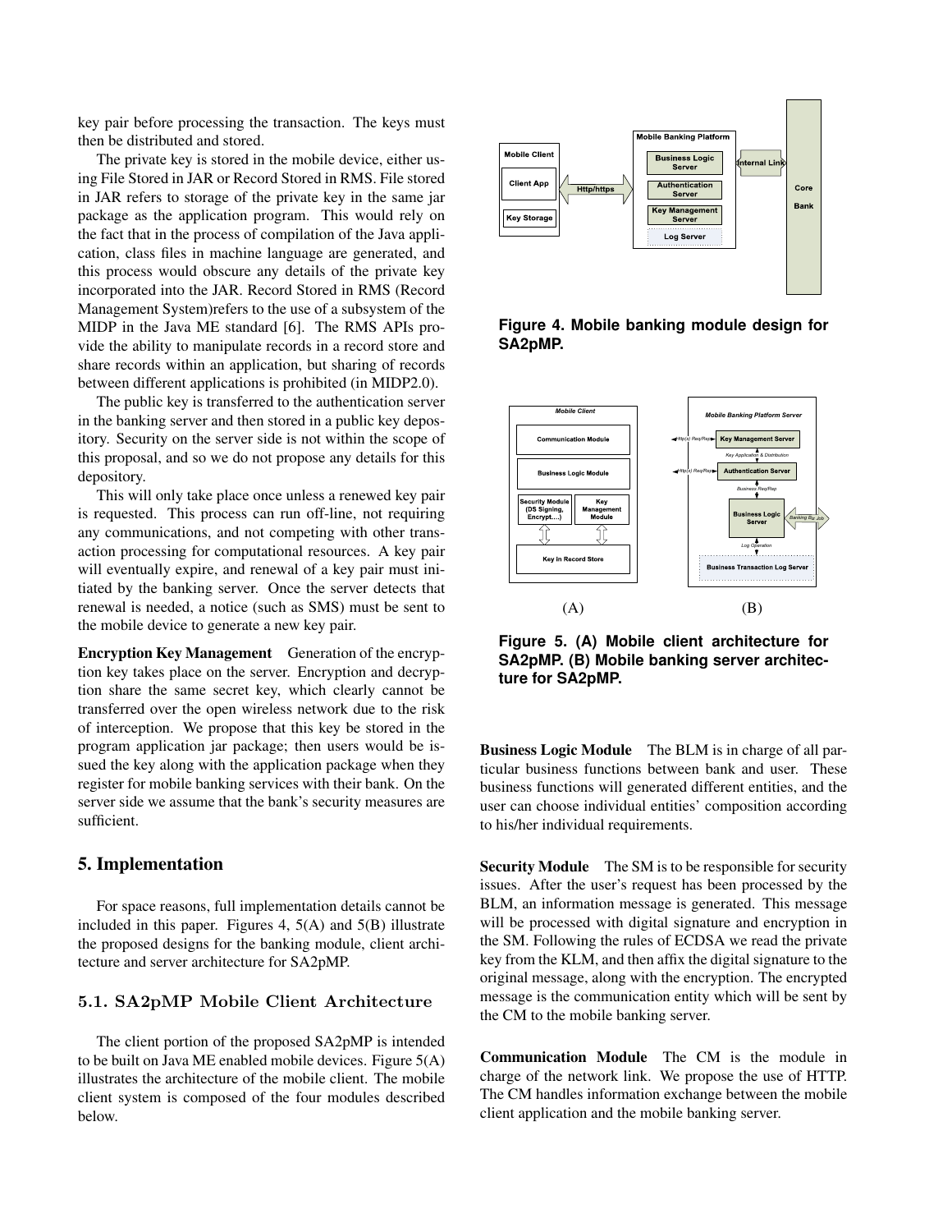key pair before processing the transaction. The keys must then be distributed and stored.

The private key is stored in the mobile device, either using File Stored in JAR or Record Stored in RMS. File stored in JAR refers to storage of the private key in the same jar package as the application program. This would rely on the fact that in the process of compilation of the Java application, class files in machine language are generated, and this process would obscure any details of the private key incorporated into the JAR. Record Stored in RMS (Record Management System)refers to the use of a subsystem of the MIDP in the Java ME standard [6]. The RMS APIs provide the ability to manipulate records in a record store and share records within an application, but sharing of records between different applications is prohibited (in MIDP2.0).

The public key is transferred to the authentication server in the banking server and then stored in a public key depository. Security on the server side is not within the scope of this proposal, and so we do not propose any details for this depository.

This will only take place once unless a renewed key pair is requested. This process can run off-line, not requiring any communications, and not competing with other transaction processing for computational resources. A key pair will eventually expire, and renewal of a key pair must initiated by the banking server. Once the server detects that renewal is needed, a notice (such as SMS) must be sent to the mobile device to generate a new key pair.

**Encryption Key Management** Generation of the encryption key takes place on the server. Encryption and decryption share the same secret key, which clearly cannot be transferred over the open wireless network due to the risk of interception. We propose that this key be stored in the program application jar package; then users would be issued the key along with the application package when they register for mobile banking services with their bank. On the server side we assume that the bank's security measures are sufficient.

## 5. Implementation

For space reasons, full implementation details cannot be included in this paper. Figures 4, 5(A) and 5(B) illustrate the proposed designs for the banking module, client architecture and server architecture for SA2pMP.

### 5.1. SA2pMP Mobile Client Architecture

The client portion of the proposed SA2pMP is intended to be built on Java ME enabled mobile devices. Figure 5(A) illustrates the architecture of the mobile client. The mobile client system is composed of the four modules described below.

**Figure 4. Mobile banking module design for SA2pMP.**

**Figure 5. (A) Mobile client architecture for SA2pMP. (B) Mobile banking server architecture for SA2pMP.**

**Business Logic Module** The BLM is in charge of all particular business functions between bank and user. These business functions will generated different entities, and the user can choose individual entities' composition according to his/her individual requirements.

**Security Module** The SM is to be responsible for security issues. After the user's request has been processed by the BLM, an information message is generated. This message will be processed with digital signature and encryption in the SM. Following the rules of ECDSA we read the private key from the KLM, and then affix the digital signature to the original message, along with the encryption. The encrypted message is the communication entity which will be sent by the CM to the mobile banking server.

**Communication Module** The CM is the module in charge of the network link. We propose the use of HTTP. The CM handles information exchange between the mobile client application and the mobile banking server.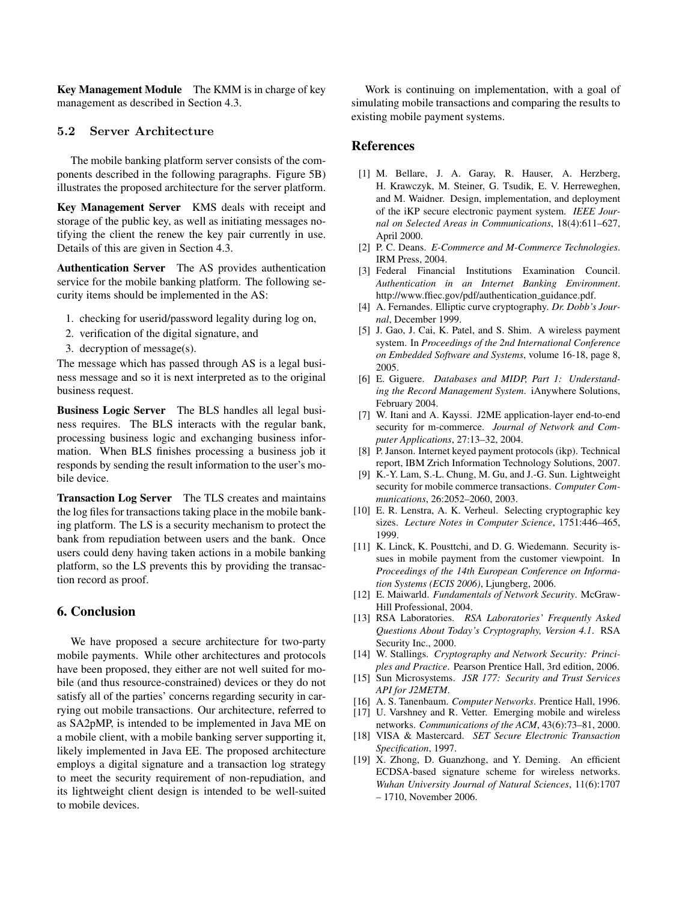**Key Management Module** The KMM is in charge of key management as described in Section 4.3.

### 5.2 Server Architecture

The mobile banking platform server consists of the components described in the following paragraphs. Figure 5B) illustrates the proposed architecture for the server platform.

**Key Management Server** KMS deals with receipt and storage of the public key, as well as initiating messages notifying the client the renew the key pair currently in use. Details of this are given in Section 4.3.

**Authentication Server** The AS provides authentication service for the mobile banking platform. The following security items should be implemented in the AS:

1. checking for userid/password legality during log on,
2. verification of the digital signature, and
3. decryption of message(s).

The message which has passed through AS is a legal business message and so it is next interpreted as to the original business request.

**Business Logic Server** The BLS handles all legal business requires. The BLS interacts with the regular bank, processing business logic and exchanging business information. When BLS finishes processing a business job it responds by sending the result information to the user's mobile device.

**Transaction Log Server** The TLS creates and maintains the log files for transactions taking place in the mobile banking platform. The LS is a security mechanism to protect the bank from repudiation between users and the bank. Once users could deny having taken actions in a mobile banking platform, so the LS prevents this by providing the transaction record as proof.

## 6. Conclusion

We have proposed a secure architecture for two-party mobile payments. While other architectures and protocols have been proposed, they either are not well suited for mobile (and thus resource-constrained) devices or they do not satisfy all of the parties' concerns regarding security in carrying out mobile transactions. Our architecture, referred to as SA2pMP, is intended to be implemented in Java ME on a mobile client, with a mobile banking server supporting it, likely implemented in Java EE. The proposed architecture employs a digital signature and a transaction log strategy to meet the security requirement of non-repudiation, and its lightweight client design is intended to be well-suited to mobile devices.

Work is continuing on implementation, with a goal of simulating mobile transactions and comparing the results to existing mobile payment systems.

## References

[1] M. Bellare, J. A. Garay, R. Hauser, A. Herzberg, H. Krawczyk, M. Steiner, G. Tsudik, E. V. Herreweghen, and M. Waidner. Design, implementation, and deployment of the iKP secure electronic payment system. *IEEE Journal on Selected Areas in Communications*, 18(4):611–627, April 2000.

[2] P. C. Deans. *E-Commerce and M-Commerce Technologies*. IRM Press, 2004.

[3] Federal Financial Institutions Examination Council. *Authentication in an Internet Banking Environment*. http://www.ffiec.gov/pdf/authentication_guidance.pdf.

[4] A. Fernandes. Elliptic curve cryptography. *Dr. Dobb's Journal*, December 1999.

[5] J. Gao, J. Cai, K. Patel, and S. Shim. A wireless payment system. In *Proceedings of the 2nd International Conference on Embedded Software and Systems*, volume 16-18, page 8, 2005.

[6] E. Giguere. *Databases and MIDP, Part 1: Understanding the Record Management System*. iAnywhere Solutions, February 2004.

[7] W. Itani and A. Kayssi. J2ME application-layer end-to-end security for m-commerce. *Journal of Network and Computer Applications*, 27:13–32, 2004.

[8] P. Janson. Internet keyed payment protocols (ikp). Technical report, IBM Zrich Information Technology Solutions, 2007.

[9] K.-Y. Lam, S.-L. Chung, M. Gu, and J.-G. Sun. Lightweight security for mobile commerce transactions. *Computer Communications*, 26:2052–2060, 2003.

[10] E. R. Lenstra, A. K. Verheul. Selecting cryptographic key sizes. *Lecture Notes in Computer Science*, 1751:446–465, 1999.

[11] K. Linck, K. Pousttchi, and D. G. Wiedemann. Security issues in mobile payment from the customer viewpoint. In *Proceedings of the 14th European Conference on Information Systems (ECIS 2006)*, Ljungberg, 2006.

[12] E. Maiwarld. *Fundamentals of Network Security*. McGraw-Hill Professional, 2004.

[13] RSA Laboratories. *RSA Laboratories' Frequently Asked Questions About Today's Cryptography, Version 4.1*. RSA Security Inc., 2000.

[14] W. Stallings. *Cryptography and Network Security: Principles and Practice*. Pearson Prentice Hall, 3rd edition, 2006.

[15] Sun Microsystems. *JSR 177: Security and Trust Services API for J2METM*.

[16] A. S. Tanenbaum. *Computer Networks*. Prentice Hall, 1996.

[17] U. Varshney and R. Vetter. Emerging mobile and wireless networks. *Communications of the ACM*, 43(6):73–81, 2000.

[18] VISA & Mastercard. *SET Secure Electronic Transaction Specification*, 1997.

[19] X. Zhong, D. Guanzhong, and Y. Deming. An efficient ECDSA-based signature scheme for wireless networks. *Wuhan University Journal of Natural Sciences*, 11(6):1707 – 1710, November 2006.